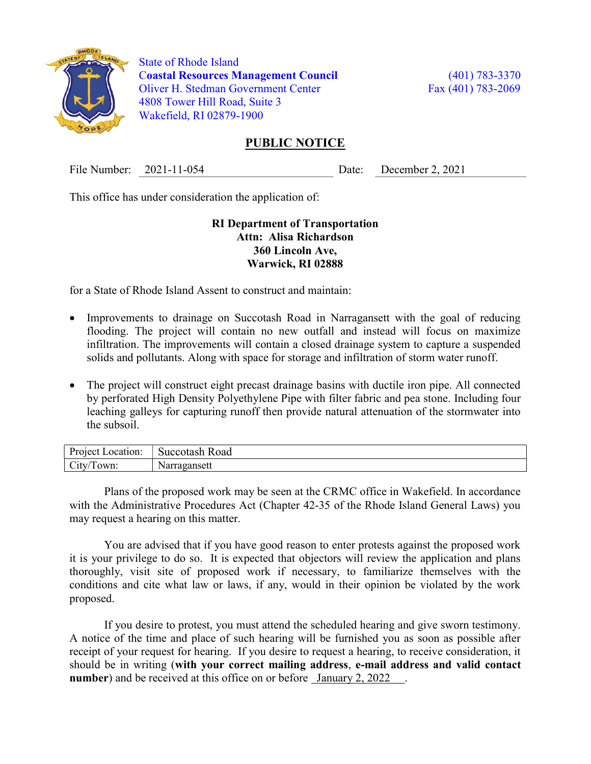State of Rhode Island
**Coastal Resources Management Council**
Oliver H. Stedman Government Center
4808 Tower Hill Road, Suite 3
Wakefield, RI 02879-1900

(401) 783-3370
Fax (401) 783-2069

# PUBLIC NOTICE

File Number: 2021-11-054 Date: December 2, 2021

This office has under consideration the application of:

**RI Department of Transportation**
**Attn: Alisa Richardson**
**360 Lincoln Ave,**
**Warwick, RI 02888**

for a State of Rhode Island Assent to construct and maintain:

- Improvements to drainage on Succotash Road in Narragansett with the goal of reducing flooding. The project will contain no new outfall and instead will focus on maximize infiltration. The improvements will contain a closed drainage system to capture a suspended solids and pollutants. Along with space for storage and infiltration of storm water runoff.
- The project will construct eight precast drainage basins with ductile iron pipe. All connected by perforated High Density Polyethylene Pipe with filter fabric and pea stone. Including four leaching galleys for capturing runoff then provide natural attenuation of the stormwater into the subsoil.

| Project Location: | Succotash Road |
|---|---|
| City/Town: | Narragansett |

Plans of the proposed work may be seen at the CRMC office in Wakefield. In accordance with the Administrative Procedures Act (Chapter 42-35 of the Rhode Island General Laws) you may request a hearing on this matter.

You are advised that if you have good reason to enter protests against the proposed work it is your privilege to do so. It is expected that objectors will review the application and plans thoroughly, visit site of proposed work if necessary, to familiarize themselves with the conditions and cite what law or laws, if any, would in their opinion be violated by the work proposed.

If you desire to protest, you must attend the scheduled hearing and give sworn testimony. A notice of the time and place of such hearing will be furnished you as soon as possible after receipt of your request for hearing. If you desire to request a hearing, to receive consideration, it should be in writing (**with your correct mailing address**, **e-mail address and valid contact number**) and be received at this office on or before January 2, 2022 .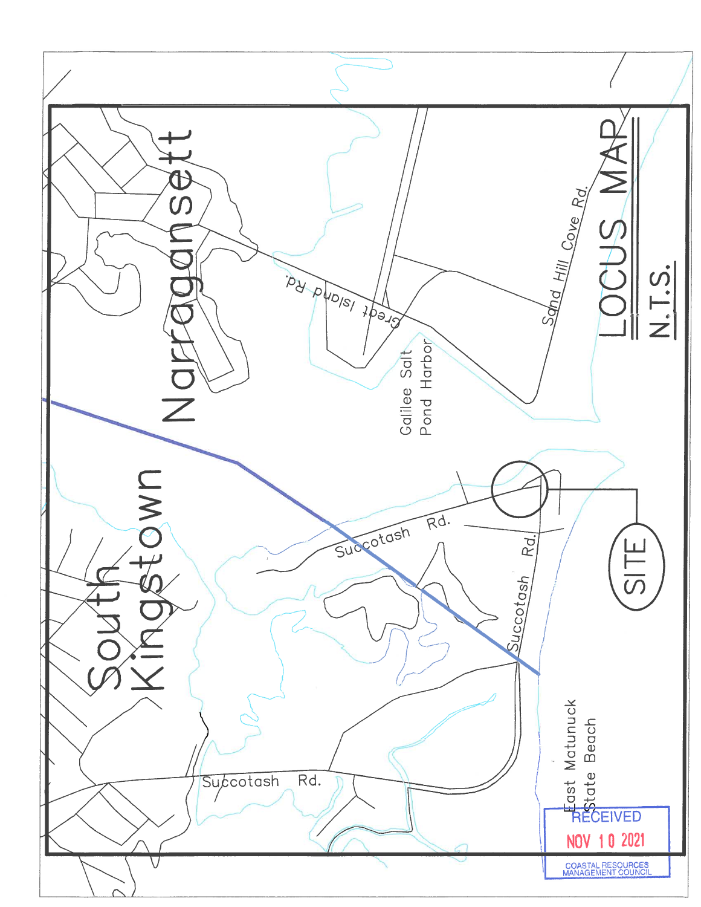# LOCUS MAP

N.T.S.

Narragansett

South Kingstown

Great Island Rd.

Galilee Salt Pond Harbor

Sand Hill Cove Rd.

Succotash Rd.

Succotash Rd.

Succotash Rd.

SITE

East Matunuck State Beach

RECEIVED
NOV 10 2021
COASTAL RESOURCES MANAGEMENT COUNCIL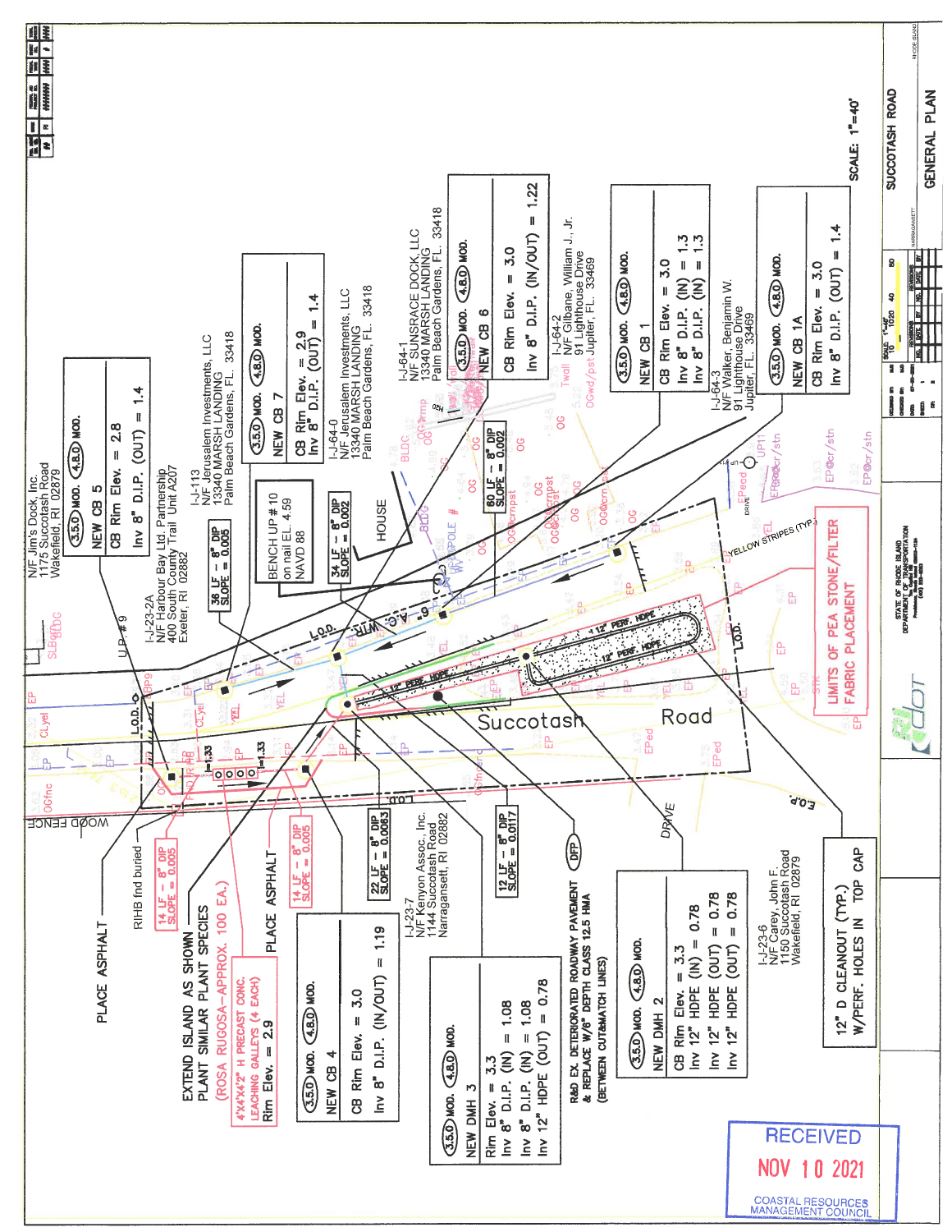# SUCCOTASH ROAD

## GENERAL PLAN

SCALE: 1"=40'

STATE OF RHODE ISLAND DEPARTMENT OF TRANSPORTATION

RIDOT

NARRAGANSETT

RHODE ISLAND

RECEIVED
NOV 10 2021
COASTAL RESOURCES MANAGEMENT COUNCIL

---

N/F Jim's Dock, Inc.
1175 Succotash Road
Wakefield, RI 02879

**(3.5.0) MOD. (4.8.0) MOD.**
NEW CB 5
CB Rim Elev. = 2.8
Inv 8" D.I.P. (OUT) = 1.4

I-J-23-2A
N/F Harbour Bay Ltd. Partnership
400 South County Trail Unit A207
Exeter, RI 02882

36 LF – 8" DIP
SLOPE = 0.005

I-J-113
N/F Jerusalem Investments, LLC
13340 MARSH LANDING
Palm Beach Gardens, FL 33418

**(3.5.0) MOD. (4.8.0) MOD.**
NEW CB 7
CB Rim Elev. = 2.9
Inv 8" D.I.P. (OUT) = 1.4

BENCH UP # 10
on nail EL 4.59
NAVD 88

34 LF – 8" DIP
SLOPE = 0.002

HOUSE

I-J-64-0
N/F Jerusalem Investments, LLC
13340 MARSH LANDING
Palm Beach Gardens, FL 33418

I-J-64-1
N/F SUNSRACE DOCK, LLC
13340 MARSH LANDING
Palm Beach Gardens, FL 33418

**(3.5.0) MOD. (4.8.0) MOD.**
NEW CB 6
CB Rim Elev. = 3.0
Inv 8" D.I.P. (IN/OUT) = 1.22

80 LF – 8" DIP
SLOPE = 0.002

I-J-64-2
N/F Gilbane, William J., Jr.
91 Lighthouse Drive
Jupiter, FL 33469

**(3.5.0) MOD. (4.8.0) MOD.**
NEW CB 1
CB Rim Elev. = 3.0
Inv 8" D.I.P. (IN) = 1.3
Inv 8" D.I.P. (IN) = 1.3

I-J-64-3
N/F Walker, Benjamin W.
91 Lighthouse Drive
Jupiter, FL 33469

**(3.5.0) MOD. (4.8.0) MOD.**
NEW CB 1A
CB Rim Elev. = 3.0
Inv 8" D.I.P. (OUT) = 1.4

YELLOW STRIPES (TYP.)

LIMITS OF PEA STONE/FILTER FABRIC PLACEMENT

12" PERF. HDPE

Succotash Road

DRIVE

L.O.D.

E.O.P.

WOOD FENCE

UP # 9

PLACE ASPHALT

RIHB fnd buried

14 LF – 8" DIP
SLOPE = 0.005

EXTEND ISLAND AS SHOWN
PLANT SIMILAR PLANT SPECIES
(ROSA RUGOSA–APPROX. 100 EA.)

4'X4'X2' H PRECAST CONC.
LEACHING GALLEYS (4 EACH)
Rim Elev. = 2.9

PLACE ASPHALT

14 LF – 8" DIP
SLOPE = 0.005

22 LF – 8" DIP
SLOPE = 0.0063

12 LF – 8" DIP
SLOPE = 0.0117

**(3.5.0) MOD. (4.8.0) MOD.**
NEW CB 4
CB Rim Elev. = 3.0
Inv 8" D.I.P. (IN/OUT) = 1.19

I-J-23-7
N/F Kenyon Assoc., Inc.
1144 Succotash Road
Narragansett, RI 02882

**(3.5.0) MOD. (4.8.0) MOD.**
NEW DMH 3
Rim Elev. = 3.3
Inv 8" D.I.P. (IN) = 1.08
Inv 8" D.I.P. (IN) = 1.08
Inv 12" HDPE (OUT) = 0.78

DFP

R&D EX. DETERIORATED ROADWAY PAVEMENT & REPLACE W/6" DEPTH CLASS 12.5 HMA (BETWEEN CUT&MATCH LINES)

**(3.5.0) MOD. (4.8.0) MOD.**
NEW DMH 2
CB Rim Elev. = 3.3
Inv 12" HDPE (IN) = 0.78
Inv 12" HDPE (OUT) = 0.78
Inv 12" HDPE (OUT) = 0.78

I-J-23-6
N/F Carey, John F.
1150 Succotash Road
Wakefield, RI 02879

12" D CLEANOUT (TYP.)
W/PERF. HOLES IN TOP CAP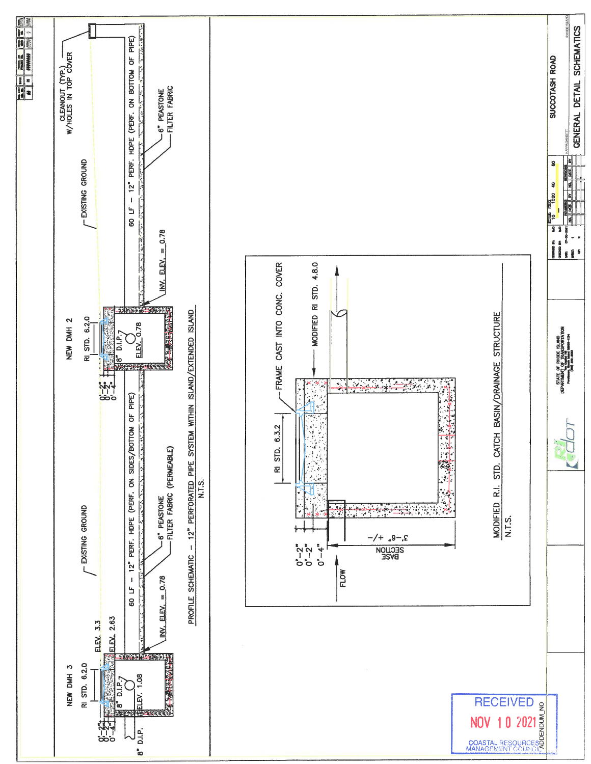NEW DMH 3

RI STD. 6.2.0

0'-2"
0'-2"
0'-4"

8" D.I.P.

8" D.I.P.-7

ELEV. 1.08

ELEV. 3.3

ELEV. 2.63

EXISTING GROUND

60 LF - 12" PERF. HDPE (PERF. ON SIDES/BOTTOM OF PIPE)

6" PEASTONE
FILTER FABRIC (PERMEABLE)

INV. ELEV. = 0.78

NEW DMH 2

RI STD. 6.2.0

0'-2"
0'-2"
0'-4"

8" D.I.P.-7

ELEV. 0.78

EXISTING GROUND

60 LF - 12" PERF. HDPE (PERF. ON BOTTOM OF PIPE)

6" PEASTONE
FILTER FABRIC

INV. ELEV. = 0.78

CLEANOUT (TYP.)
W/HOLES IN TOP COVER

PROFILE SCHEMATIC - 12" PERFORATED PIPE SYSTEM WITHIN ISLAND/EXTENDED ISLAND

N.T.S.

RI STD. 6.3.2

FRAME CAST INTO CONC. COVER

MODIFIED RI STD. 4.8.0

0'-2"
0'-2"
0'-4"

BASE SECTION

3'-6" +/-

FLOW

MODIFIED R.I. STD. CATCH BASIN/DRAINAGE STRUCTURE

N.T.S.

STATE OF RHODE ISLAND
DEPARTMENT OF TRANSPORTATION

RIDOT

SUCCOTASH ROAD

GENERAL DETAIL SCHEMATICS

RECEIVED
NOV 10 2021
COASTAL RESOURCES MANAGEMENT COUNCIL

ADDENDUM_NO